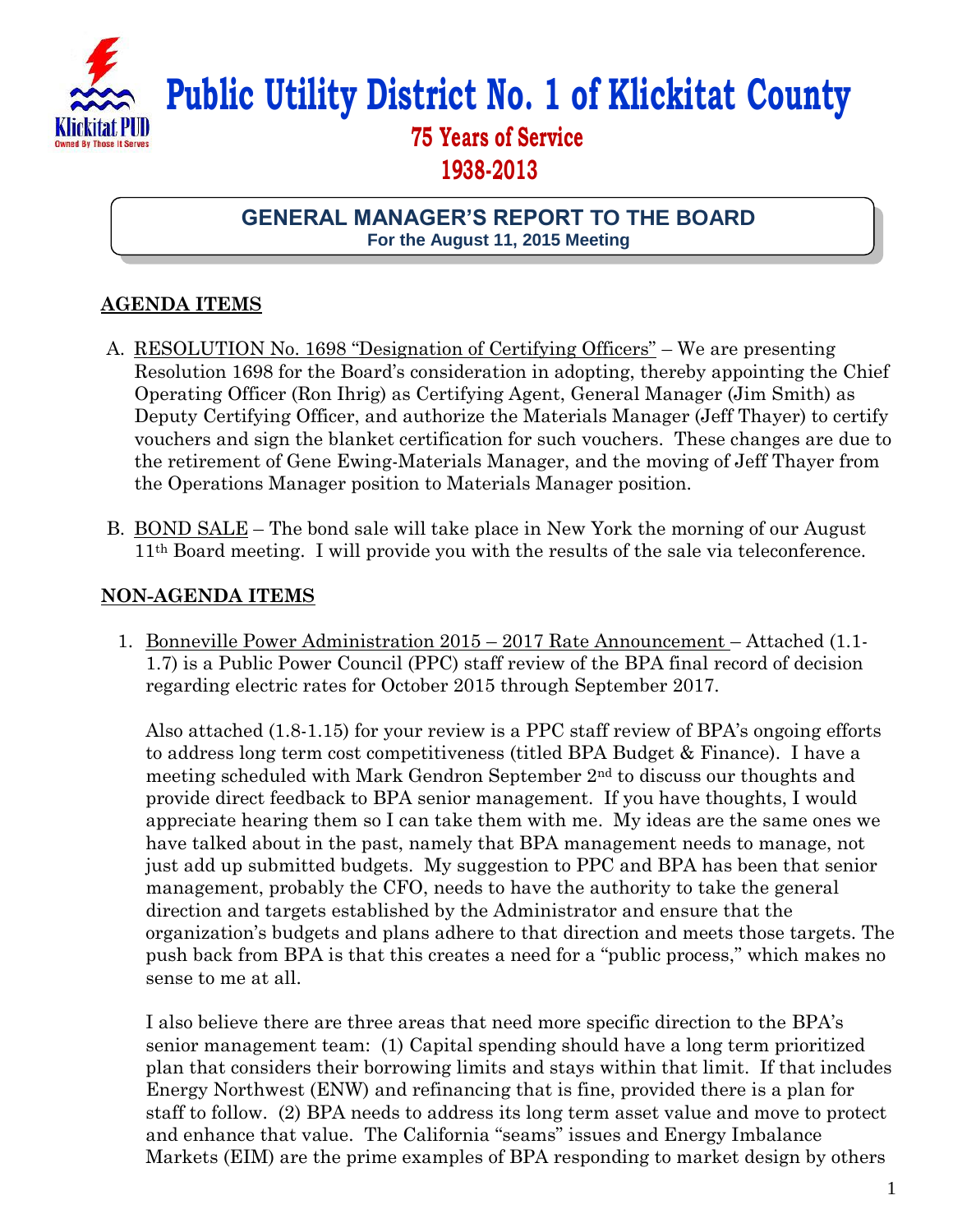# Public Utility District No. 1 of Klickitat County

**75 Years of Service**
**1938-2013**

## GENERAL MANAGER'S REPORT TO THE BOARD
**For the August 11, 2015 Meeting**

## AGENDA ITEMS

A. RESOLUTION No. 1698 "Designation of Certifying Officers" – We are presenting Resolution 1698 for the Board's consideration in adopting, thereby appointing the Chief Operating Officer (Ron Ihrig) as Certifying Agent, General Manager (Jim Smith) as Deputy Certifying Officer, and authorize the Materials Manager (Jeff Thayer) to certify vouchers and sign the blanket certification for such vouchers. These changes are due to the retirement of Gene Ewing-Materials Manager, and the moving of Jeff Thayer from the Operations Manager position to Materials Manager position.

B. BOND SALE – The bond sale will take place in New York the morning of our August 11th Board meeting. I will provide you with the results of the sale via teleconference.

## NON-AGENDA ITEMS

1. Bonneville Power Administration 2015 – 2017 Rate Announcement – Attached (1.1-1.7) is a Public Power Council (PPC) staff review of the BPA final record of decision regarding electric rates for October 2015 through September 2017.

   Also attached (1.8-1.15) for your review is a PPC staff review of BPA's ongoing efforts to address long term cost competitiveness (titled BPA Budget & Finance). I have a meeting scheduled with Mark Gendron September 2nd to discuss our thoughts and provide direct feedback to BPA senior management. If you have thoughts, I would appreciate hearing them so I can take them with me. My ideas are the same ones we have talked about in the past, namely that BPA management needs to manage, not just add up submitted budgets. My suggestion to PPC and BPA has been that senior management, probably the CFO, needs to have the authority to take the general direction and targets established by the Administrator and ensure that the organization's budgets and plans adhere to that direction and meets those targets. The push back from BPA is that this creates a need for a "public process," which makes no sense to me at all.

   I also believe there are three areas that need more specific direction to the BPA's senior management team: (1) Capital spending should have a long term prioritized plan that considers their borrowing limits and stays within that limit. If that includes Energy Northwest (ENW) and refinancing that is fine, provided there is a plan for staff to follow. (2) BPA needs to address its long term asset value and move to protect and enhance that value. The California "seams" issues and Energy Imbalance Markets (EIM) are the prime examples of BPA responding to market design by others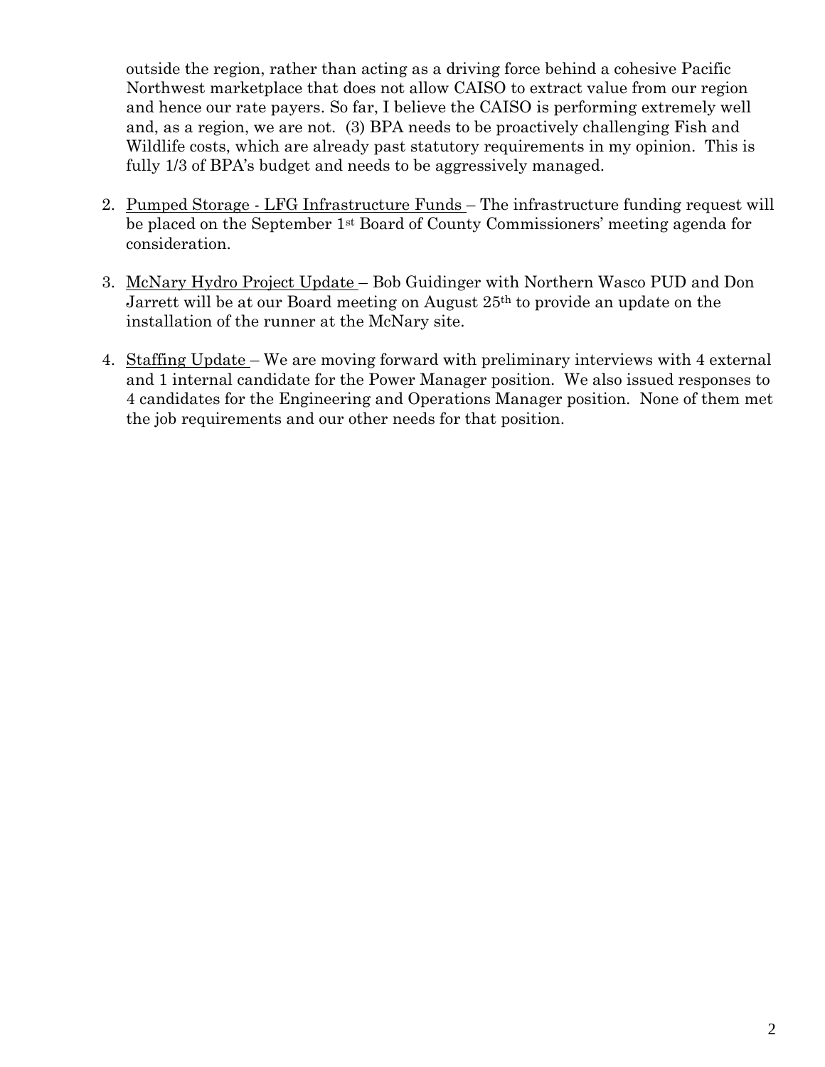outside the region, rather than acting as a driving force behind a cohesive Pacific Northwest marketplace that does not allow CAISO to extract value from our region and hence our rate payers. So far, I believe the CAISO is performing extremely well and, as a region, we are not. (3) BPA needs to be proactively challenging Fish and Wildlife costs, which are already past statutory requirements in my opinion. This is fully 1/3 of BPA's budget and needs to be aggressively managed.

2. Pumped Storage - LFG Infrastructure Funds – The infrastructure funding request will be placed on the September 1st Board of County Commissioners' meeting agenda for consideration.

3. McNary Hydro Project Update – Bob Guidinger with Northern Wasco PUD and Don Jarrett will be at our Board meeting on August 25th to provide an update on the installation of the runner at the McNary site.

4. Staffing Update – We are moving forward with preliminary interviews with 4 external and 1 internal candidate for the Power Manager position. We also issued responses to 4 candidates for the Engineering and Operations Manager position. None of them met the job requirements and our other needs for that position.